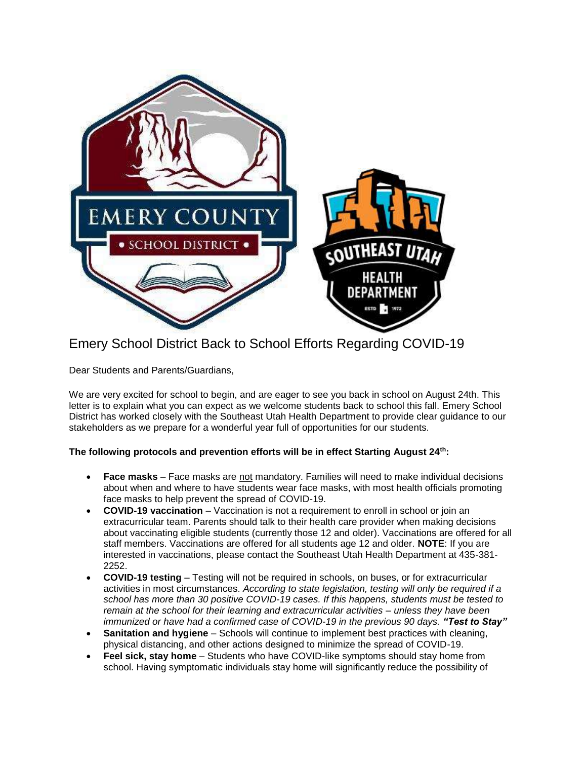# Emery School District Back to School Efforts Regarding COVID-19

Dear Students and Parents/Guardians,

We are very excited for school to begin, and are eager to see you back in school on August 24th. This letter is to explain what you can expect as we welcome students back to school this fall. Emery School District has worked closely with the Southeast Utah Health Department to provide clear guidance to our stakeholders as we prepare for a wonderful year full of opportunities for our students.

**The following protocols and prevention efforts will be in effect Starting August 24th:**

- **Face masks** – Face masks are not mandatory. Families will need to make individual decisions about when and where to have students wear face masks, with most health officials promoting face masks to help prevent the spread of COVID-19.
- **COVID-19 vaccination** – Vaccination is not a requirement to enroll in school or join an extracurricular team. Parents should talk to their health care provider when making decisions about vaccinating eligible students (currently those 12 and older). Vaccinations are offered for all staff members. Vaccinations are offered for all students age 12 and older. **NOTE**: If you are interested in vaccinations, please contact the Southeast Utah Health Department at 435-381-2252.
- **COVID-19 testing** – Testing will not be required in schools, on buses, or for extracurricular activities in most circumstances. *According to state legislation, testing will only be required if a school has more than 30 positive COVID-19 cases. If this happens, students must be tested to remain at the school for their learning and extracurricular activities – unless they have been immunized or have had a confirmed case of COVID-19 in the previous 90 days.* ***"Test to Stay"***
- **Sanitation and hygiene** – Schools will continue to implement best practices with cleaning, physical distancing, and other actions designed to minimize the spread of COVID-19.
- **Feel sick, stay home** – Students who have COVID-like symptoms should stay home from school. Having symptomatic individuals stay home will significantly reduce the possibility of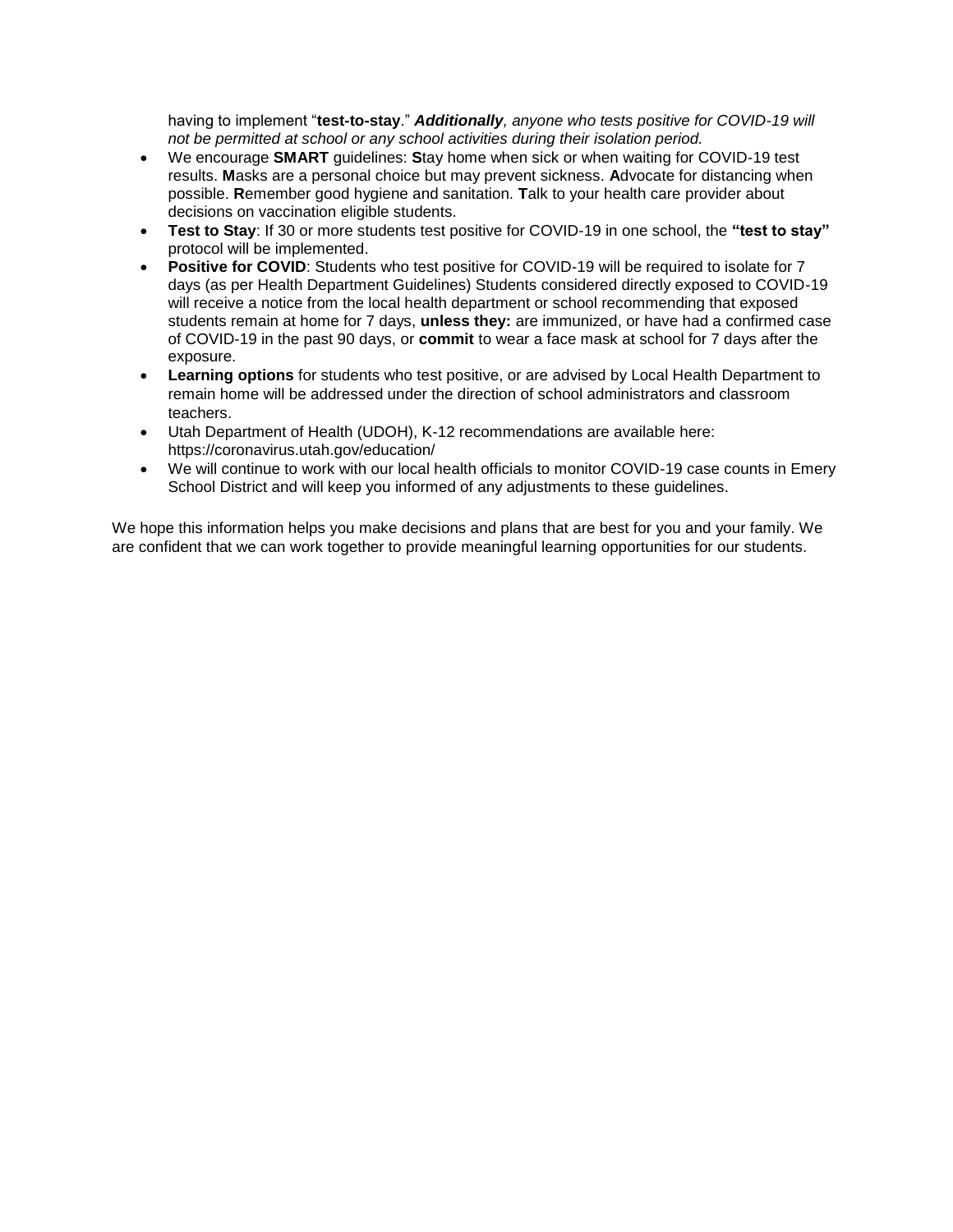having to implement "**test-to-stay**." ***Additionally**, anyone who tests positive for COVID-19 will not be permitted at school or any school activities during their isolation period.*

- We encourage **SMART** guidelines: **S**tay home when sick or when waiting for COVID-19 test results. **M**asks are a personal choice but may prevent sickness. **A**dvocate for distancing when possible. **R**emember good hygiene and sanitation. **T**alk to your health care provider about decisions on vaccination eligible students.
- **Test to Stay**: If 30 or more students test positive for COVID-19 in one school, the **"test to stay"** protocol will be implemented.
- **Positive for COVID**: Students who test positive for COVID-19 will be required to isolate for 7 days (as per Health Department Guidelines) Students considered directly exposed to COVID-19 will receive a notice from the local health department or school recommending that exposed students remain at home for 7 days, **unless they:** are immunized, or have had a confirmed case of COVID-19 in the past 90 days, or **commit** to wear a face mask at school for 7 days after the exposure.
- **Learning options** for students who test positive, or are advised by Local Health Department to remain home will be addressed under the direction of school administrators and classroom teachers.
- Utah Department of Health (UDOH), K-12 recommendations are available here: https://coronavirus.utah.gov/education/
- We will continue to work with our local health officials to monitor COVID-19 case counts in Emery School District and will keep you informed of any adjustments to these guidelines.

We hope this information helps you make decisions and plans that are best for you and your family. We are confident that we can work together to provide meaningful learning opportunities for our students.